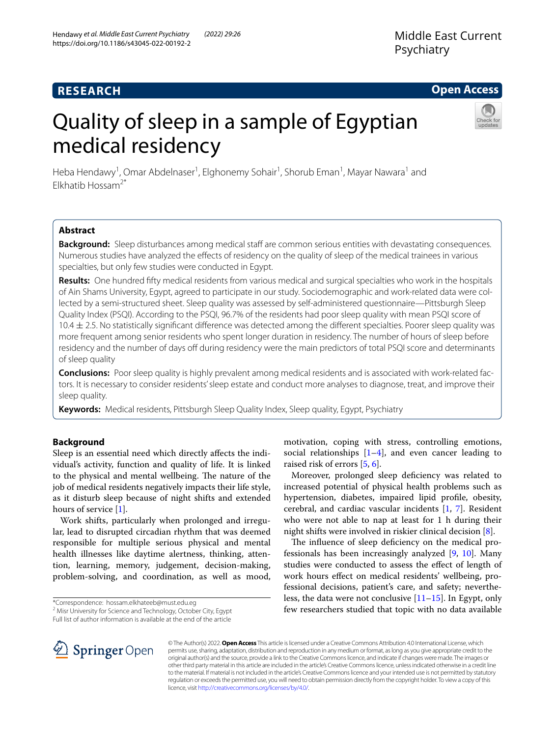RESEARCH

Open Access

# Quality of sleep in a sample of Egyptian medical residency

Heba Hendawy[1], Omar Abdelnaser[1], Elghonemy Sohair[1], Shorub Eman[1], Mayar Nawara[1] and Elkhatib Hossam[2*]

## Abstract

**Background:** Sleep disturbances among medical staff are common serious entities with devastating consequences. Numerous studies have analyzed the effects of residency on the quality of sleep of the medical trainees in various specialties, but only few studies were conducted in Egypt.

**Results:** One hundred fifty medical residents from various medical and surgical specialties who work in the hospitals of Ain Shams University, Egypt, agreed to participate in our study. Sociodemographic and work-related data were collected by a semi-structured sheet. Sleep quality was assessed by self-administered questionnaire—Pittsburgh Sleep Quality Index (PSQI). According to the PSQI, 96.7% of the residents had poor sleep quality with mean PSQI score of 10.4 ± 2.5. No statistically significant difference was detected among the different specialties. Poorer sleep quality was more frequent among senior residents who spent longer duration in residency. The number of hours of sleep before residency and the number of days off during residency were the main predictors of total PSQI score and determinants of sleep quality

**Conclusions:** Poor sleep quality is highly prevalent among medical residents and is associated with work-related factors. It is necessary to consider residents' sleep estate and conduct more analyses to diagnose, treat, and improve their sleep quality.

**Keywords:** Medical residents, Pittsburgh Sleep Quality Index, Sleep quality, Egypt, Psychiatry

## Background

Sleep is an essential need which directly affects the individual's activity, function and quality of life. It is linked to the physical and mental wellbeing. The nature of the job of medical residents negatively impacts their life style, as it disturb sleep because of night shifts and extended hours of service [1].

Work shifts, particularly when prolonged and irregular, lead to disrupted circadian rhythm that was deemed responsible for multiple serious physical and mental health illnesses like daytime alertness, thinking, attention, learning, memory, judgement, decision-making, problem-solving, and coordination, as well as mood, motivation, coping with stress, controlling emotions, social relationships [1–4], and even cancer leading to raised risk of errors [5, 6].

Moreover, prolonged sleep deficiency was related to increased potential of physical health problems such as hypertension, diabetes, impaired lipid profile, obesity, cerebral, and cardiac vascular incidents [1, 7]. Resident who were not able to nap at least for 1 h during their night shifts were involved in riskier clinical decision [8].

The influence of sleep deficiency on the medical professionals has been increasingly analyzed [9, 10]. Many studies were conducted to assess the effect of length of work hours effect on medical residents' wellbeing, professional decisions, patient's care, and safety; nevertheless, the data were not conclusive [11–15]. In Egypt, only few researchers studied that topic with no data available

*Correspondence: hossam.elkhateeb@must.edu.eg
[2] Misr University for Science and Technology, October City, Egypt
Full list of author information is available at the end of the article

© The Author(s) 2022. **Open Access** This article is licensed under a Creative Commons Attribution 4.0 International License, which permits use, sharing, adaptation, distribution and reproduction in any medium or format, as long as you give appropriate credit to the original author(s) and the source, provide a link to the Creative Commons licence, and indicate if changes were made. The images or other third party material in this article are included in the article's Creative Commons licence, unless indicated otherwise in a credit line to the material. If material is not included in the article's Creative Commons licence and your intended use is not permitted by statutory regulation or exceeds the permitted use, you will need to obtain permission directly from the copyright holder. To view a copy of this licence, visit http://creativecommons.org/licenses/by/4.0/.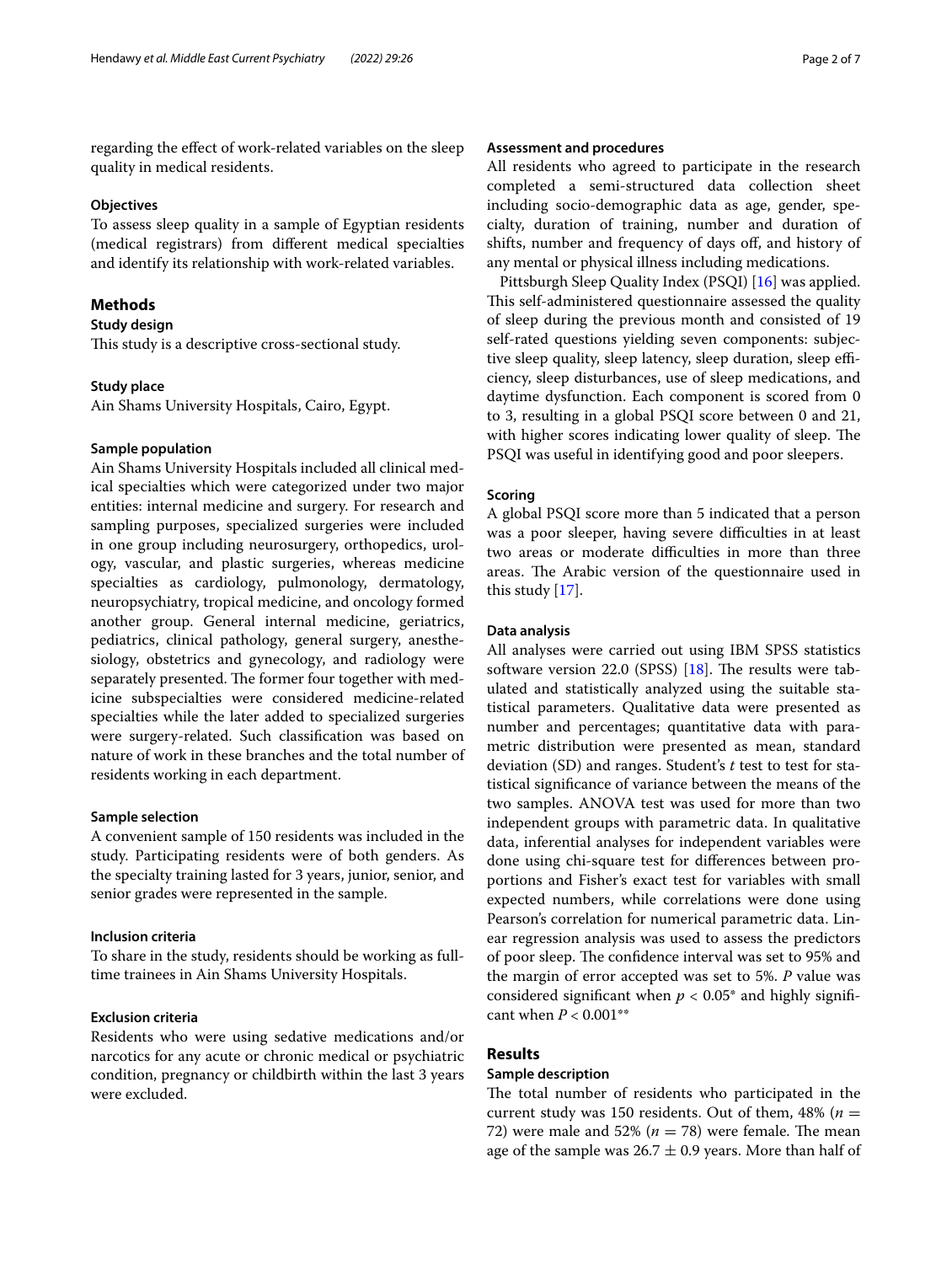regarding the effect of work-related variables on the sleep quality in medical residents.

### Objectives

To assess sleep quality in a sample of Egyptian residents (medical registrars) from different medical specialties and identify its relationship with work-related variables.

## Methods

### Study design

This study is a descriptive cross-sectional study.

### Study place

Ain Shams University Hospitals, Cairo, Egypt.

### Sample population

Ain Shams University Hospitals included all clinical medical specialties which were categorized under two major entities: internal medicine and surgery. For research and sampling purposes, specialized surgeries were included in one group including neurosurgery, orthopedics, urology, vascular, and plastic surgeries, whereas medicine specialties as cardiology, pulmonology, dermatology, neuropsychiatry, tropical medicine, and oncology formed another group. General internal medicine, geriatrics, pediatrics, clinical pathology, general surgery, anesthesiology, obstetrics and gynecology, and radiology were separately presented. The former four together with medicine subspecialties were considered medicine-related specialties while the later added to specialized surgeries were surgery-related. Such classification was based on nature of work in these branches and the total number of residents working in each department.

### Sample selection

A convenient sample of 150 residents was included in the study. Participating residents were of both genders. As the specialty training lasted for 3 years, junior, senior, and senior grades were represented in the sample.

### Inclusion criteria

To share in the study, residents should be working as full-time trainees in Ain Shams University Hospitals.

### Exclusion criteria

Residents who were using sedative medications and/or narcotics for any acute or chronic medical or psychiatric condition, pregnancy or childbirth within the last 3 years were excluded.

### Assessment and procedures

All residents who agreed to participate in the research completed a semi-structured data collection sheet including socio-demographic data as age, gender, specialty, duration of training, number and duration of shifts, number and frequency of days off, and history of any mental or physical illness including medications.

Pittsburgh Sleep Quality Index (PSQI) [16] was applied. This self-administered questionnaire assessed the quality of sleep during the previous month and consisted of 19 self-rated questions yielding seven components: subjective sleep quality, sleep latency, sleep duration, sleep efficiency, sleep disturbances, use of sleep medications, and daytime dysfunction. Each component is scored from 0 to 3, resulting in a global PSQI score between 0 and 21, with higher scores indicating lower quality of sleep. The PSQI was useful in identifying good and poor sleepers.

### Scoring

A global PSQI score more than 5 indicated that a person was a poor sleeper, having severe difficulties in at least two areas or moderate difficulties in more than three areas. The Arabic version of the questionnaire used in this study [17].

### Data analysis

All analyses were carried out using IBM SPSS statistics software version 22.0 (SPSS) [18]. The results were tabulated and statistically analyzed using the suitable statistical parameters. Qualitative data were presented as number and percentages; quantitative data with parametric distribution were presented as mean, standard deviation (SD) and ranges. Student's *t* test to test for statistical significance of variance between the means of the two samples. ANOVA test was used for more than two independent groups with parametric data. In qualitative data, inferential analyses for independent variables were done using chi-square test for differences between proportions and Fisher's exact test for variables with small expected numbers, while correlations were done using Pearson's correlation for numerical parametric data. Linear regression analysis was used to assess the predictors of poor sleep. The confidence interval was set to 95% and the margin of error accepted was set to 5%. *P* value was considered significant when $p < 0.05^{*}$ and highly significant when $P < 0.001^{**}$

## Results

### Sample description

The total number of residents who participated in the current study was 150 residents. Out of them, 48% ($n = 72$) were male and 52% ($n = 78$) were female. The mean age of the sample was $26.7 \pm 0.9$ years. More than half of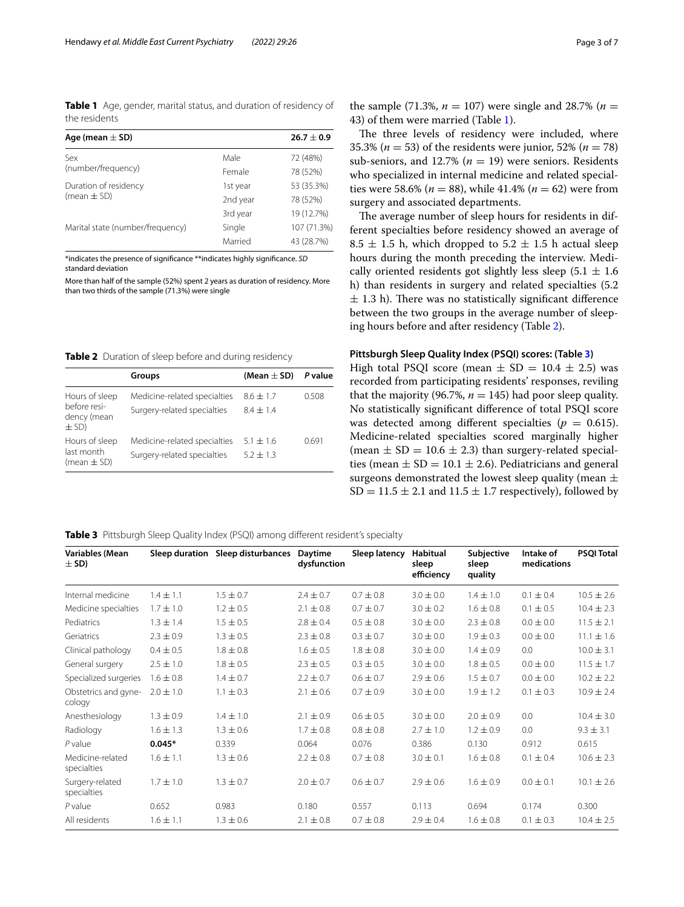**Table 1** Age, gender, marital status, and duration of residency of the residents

| Age (mean ± SD) | | 26.7 ± 0.9 |
|---|---|---|
| Sex (number/frequency) | Male | 72 (48%) |
| | Female | 78 (52%) |
| Duration of residency (mean ± SD) | 1st year | 53 (35.3%) |
| | 2nd year | 78 (52%) |
| | 3rd year | 19 (12.7%) |
| Marital state (number/frequency) | Single | 107 (71.3%) |
| | Married | 43 (28.7%) |

*indicates the presence of significance **indicates highly significance. *SD* standard deviation

More than half of the sample (52%) spent 2 years as duration of residency. More than two thirds of the sample (71.3%) were single

**Table 2** Duration of sleep before and during residency

| | Groups | (Mean ± SD) | *P* value |
|---|---|---|---|
| Hours of sleep before residency (mean ± SD) | Medicine-related specialties | 8.6 ± 1.7 | 0.508 |
| | Surgery-related specialties | 8.4 ± 1.4 | |
| Hours of sleep last month (mean ± SD) | Medicine-related specialties | 5.1 ± 1.6 | 0.691 |
| | Surgery-related specialties | 5.2 ± 1.3 | |

the sample (71.3%, $n = 107$) were single and 28.7% ($n = 43$) of them were married (Table 1).

The three levels of residency were included, where 35.3% ($n = 53$) of the residents were junior, 52% ($n = 78$) sub-seniors, and 12.7% ($n = 19$) were seniors. Residents who specialized in internal medicine and related specialties were 58.6% ($n = 88$), while 41.4% ($n = 62$) were from surgery and associated departments.

The average number of sleep hours for residents in different specialties before residency showed an average of 8.5 ± 1.5 h, which dropped to 5.2 ± 1.5 h actual sleep hours during the month preceding the interview. Medically oriented residents got slightly less sleep (5.1 ± 1.6 h) than residents in surgery and related specialties (5.2 ± 1.3 h). There was no statistically significant difference between the two groups in the average number of sleeping hours before and after residency (Table 2).

### Pittsburgh Sleep Quality Index (PSQI) scores: (Table 3)

High total PSQI score (mean ± SD = 10.4 ± 2.5) was recorded from participating residents' responses, reviling that the majority (96.7%, $n = 145$) had poor sleep quality. No statistically significant difference of total PSQI score was detected among different specialties ($p = 0.615$). Medicine-related specialties scored marginally higher (mean ± SD = 10.6 ± 2.3) than surgery-related specialties (mean ± SD = 10.1 ± 2.6). Pediatricians and general surgeons demonstrated the lowest sleep quality (mean ± SD = 11.5 ± 2.1 and 11.5 ± 1.7 respectively), followed by

**Table 3** Pittsburgh Sleep Quality Index (PSQI) among different resident's specialty

| Variables (Mean ± SD) | Sleep duration | Sleep disturbances | Daytime dysfunction | Sleep latency | Habitual sleep efficiency | Subjective sleep quality | Intake of medications | PSQI Total |
|---|---|---|---|---|---|---|---|---|
| Internal medicine | 1.4 ± 1.1 | 1.5 ± 0.7 | 2.4 ± 0.7 | 0.7 ± 0.8 | 3.0 ± 0.0 | 1.4 ± 1.0 | 0.1 ± 0.4 | 10.5 ± 2.6 |
| Medicine specialties | 1.7 ± 1.0 | 1.2 ± 0.5 | 2.1 ± 0.8 | 0.7 ± 0.7 | 3.0 ± 0.2 | 1.6 ± 0.8 | 0.1 ± 0.5 | 10.4 ± 2.3 |
| Pediatrics | 1.3 ± 1.4 | 1.5 ± 0.5 | 2.8 ± 0.4 | 0.5 ± 0.8 | 3.0 ± 0.0 | 2.3 ± 0.8 | 0.0 ± 0.0 | 11.5 ± 2.1 |
| Geriatrics | 2.3 ± 0.9 | 1.3 ± 0.5 | 2.3 ± 0.8 | 0.3 ± 0.7 | 3.0 ± 0.0 | 1.9 ± 0.3 | 0.0 ± 0.0 | 11.1 ± 1.6 |
| Clinical pathology | 0.4 ± 0.5 | 1.8 ± 0.8 | 1.6 ± 0.5 | 1.8 ± 0.8 | 3.0 ± 0.0 | 1.4 ± 0.9 | 0.0 | 10.0 ± 3.1 |
| General surgery | 2.5 ± 1.0 | 1.8 ± 0.5 | 2.3 ± 0.5 | 0.3 ± 0.5 | 3.0 ± 0.0 | 1.8 ± 0.5 | 0.0 ± 0.0 | 11.5 ± 1.7 |
| Specialized surgeries | 1.6 ± 0.8 | 1.4 ± 0.7 | 2.2 ± 0.7 | 0.6 ± 0.7 | 2.9 ± 0.6 | 1.5 ± 0.7 | 0.0 ± 0.0 | 10.2 ± 2.2 |
| Obstetrics and gynecology | 2.0 ± 1.0 | 1.1 ± 0.3 | 2.1 ± 0.6 | 0.7 ± 0.9 | 3.0 ± 0.0 | 1.9 ± 1.2 | 0.1 ± 0.3 | 10.9 ± 2.4 |
| Anesthesiology | 1.3 ± 0.9 | 1.4 ± 1.0 | 2.1 ± 0.9 | 0.6 ± 0.5 | 3.0 ± 0.0 | 2.0 ± 0.9 | 0.0 | 10.4 ± 3.0 |
| Radiology | 1.6 ± 1.3 | 1.3 ± 0.6 | 1.7 ± 0.8 | 0.8 ± 0.8 | 2.7 ± 1.0 | 1.2 ± 0.9 | 0.0 | 9.3 ± 3.1 |
| *P* value | **0.045*** | 0.339 | 0.064 | 0.076 | 0.386 | 0.130 | 0.912 | 0.615 |
| Medicine-related specialties | 1.6 ± 1.1 | 1.3 ± 0.6 | 2.2 ± 0.8 | 0.7 ± 0.8 | 3.0 ± 0.1 | 1.6 ± 0.8 | 0.1 ± 0.4 | 10.6 ± 2.3 |
| Surgery-related specialties | 1.7 ± 1.0 | 1.3 ± 0.7 | 2.0 ± 0.7 | 0.6 ± 0.7 | 2.9 ± 0.6 | 1.6 ± 0.9 | 0.0 ± 0.1 | 10.1 ± 2.6 |
| *P* value | 0.652 | 0.983 | 0.180 | 0.557 | 0.113 | 0.694 | 0.174 | 0.300 |
| All residents | 1.6 ± 1.1 | 1.3 ± 0.6 | 2.1 ± 0.8 | 0.7 ± 0.8 | 2.9 ± 0.4 | 1.6 ± 0.8 | 0.1 ± 0.3 | 10.4 ± 2.5 |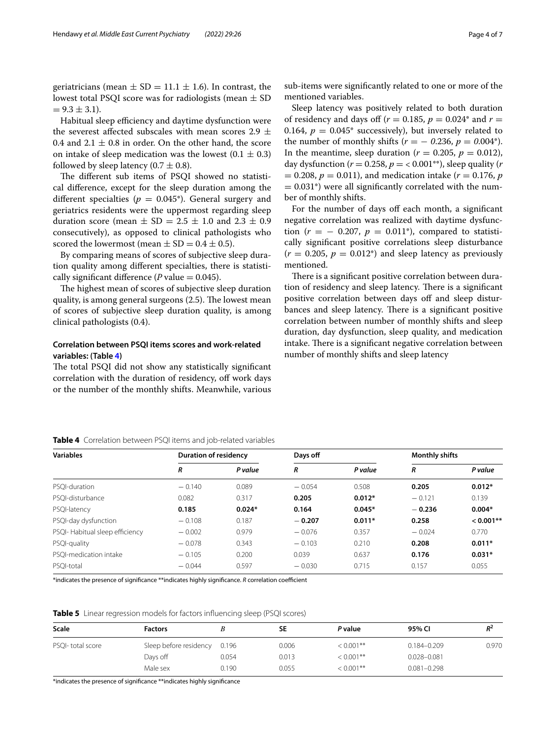geriatricians (mean ± SD = 11.1 ± 1.6). In contrast, the lowest total PSQI score was for radiologists (mean ± SD = 9.3 ± 3.1).

Habitual sleep efficiency and daytime dysfunction were the severest affected subscales with mean scores 2.9 ± 0.4 and 2.1 ± 0.8 in order. On the other hand, the score on intake of sleep medication was the lowest (0.1 ± 0.3) followed by sleep latency (0.7 ± 0.8).

The different sub items of PSQI showed no statistical difference, except for the sleep duration among the different specialties ($p$ = 0.045*). General surgery and geriatrics residents were the uppermost regarding sleep duration score (mean ± SD = 2.5 ± 1.0 and 2.3 ± 0.9 consecutively), as opposed to clinical pathologists who scored the lowermost (mean ± SD = 0.4 ± 0.5).

By comparing means of scores of subjective sleep duration quality among different specialties, there is statistically significant difference ($P$ value = 0.045).

The highest mean of scores of subjective sleep duration quality, is among general surgeons (2.5). The lowest mean of scores of subjective sleep duration quality, is among clinical pathologists (0.4).

#### Correlation between PSQI items scores and work-related variables: (Table 4)

The total PSQI did not show any statistically significant correlation with the duration of residency, off work days or the number of the monthly shifts. Meanwhile, various sub-items were significantly related to one or more of the mentioned variables.

Sleep latency was positively related to both duration of residency and days off ($r$ = 0.185, $p$ = 0.024* and $r$ = 0.164, $p$ = 0.045* successively), but inversely related to the number of monthly shifts ($r$ = − 0.236, $p$ = 0.004*). In the meantime, sleep duration ($r$ = 0.205, $p$ = 0.012), day dysfunction ($r$ = 0.258, $p$ = < 0.001**), sleep quality ($r$ = 0.208, $p$ = 0.011), and medication intake ($r$ = 0.176, $p$ = 0.031*) were all significantly correlated with the number of monthly shifts.

For the number of days off each month, a significant negative correlation was realized with daytime dysfunction ($r$ = − 0.207, $p$ = 0.011*), compared to statistically significant positive correlations sleep disturbance ($r$ = 0.205, $p$ = 0.012*) and sleep latency as previously mentioned.

There is a significant positive correlation between duration of residency and sleep latency. There is a significant positive correlation between days off and sleep disturbances and sleep latency. There is a significant positive correlation between number of monthly shifts and sleep duration, day dysfunction, sleep quality, and medication intake. There is a significant negative correlation between number of monthly shifts and sleep latency

**Table 4** Correlation between PSQI items and job-related variables

| Variables | Duration of residency | | Days off | | Monthly shifts | |
|---|---|---|---|---|---|---|
| | *R* | *P value* | *R* | *P value* | *R* | *P value* |
| PSQI-duration | − 0.140 | 0.089 | − 0.054 | 0.508 | **0.205** | **0.012*** |
| PSQI-disturbance | 0.082 | 0.317 | **0.205** | **0.012*** | − 0.121 | 0.139 |
| PSQI-latency | **0.185** | **0.024*** | **0.164** | **0.045*** | **− 0.236** | **0.004*** |
| PSQI-day dysfunction | − 0.108 | 0.187 | **− 0.207** | **0.011*** | **0.258** | **< 0.001**** |
| PSQI- Habitual sleep efficiency | − 0.002 | 0.979 | − 0.076 | 0.357 | − 0.024 | 0.770 |
| PSQI-quality | − 0.078 | 0.343 | − 0.103 | 0.210 | **0.208** | **0.011*** |
| PSQI-medication intake | − 0.105 | 0.200 | 0.039 | 0.637 | **0.176** | **0.031*** |
| PSQI-total | − 0.044 | 0.597 | − 0.030 | 0.715 | 0.157 | 0.055 |

*indicates the presence of significance **indicates highly significance. *R* correlation coefficient

**Table 5** Linear regression models for factors influencing sleep (PSQI scores)

| Scale | Factors | *B* | SE | *P* value | 95% CI | $R^2$ |
|---|---|---|---|---|---|---|
| PSQI- total score | Sleep before residency | 0.196 | 0.006 | < 0.001** | 0.184–0.209 | 0.970 |
| | Days off | 0.054 | 0.013 | < 0.001** | 0.028–0.081 | |
| | Male sex | 0.190 | 0.055 | < 0.001** | 0.081–0.298 | |

*indicates the presence of significance **indicates highly significance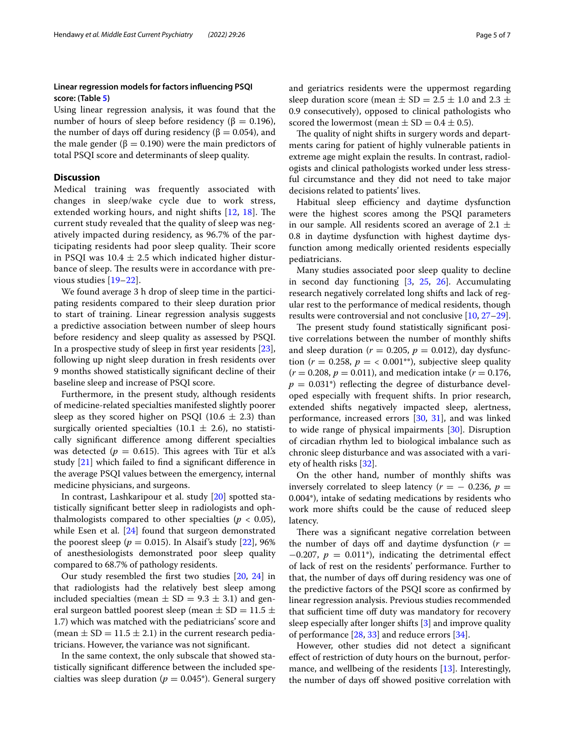### Linear regression models for factors influencing PSQI score: (Table 5)

Using linear regression analysis, it was found that the number of hours of sleep before residency (β = 0.196), the number of days off during residency (β = 0.054), and the male gender (β = 0.190) were the main predictors of total PSQI score and determinants of sleep quality.

## Discussion

Medical training was frequently associated with changes in sleep/wake cycle due to work stress, extended working hours, and night shifts [12, 18]. The current study revealed that the quality of sleep was negatively impacted during residency, as 96.7% of the participating residents had poor sleep quality. Their score in PSQI was 10.4 ± 2.5 which indicated higher disturbance of sleep. The results were in accordance with previous studies [19–22].

We found average 3 h drop of sleep time in the participating residents compared to their sleep duration prior to start of training. Linear regression analysis suggests a predictive association between number of sleep hours before residency and sleep quality as assessed by PSQI. In a prospective study of sleep in first year residents [23], following up night sleep duration in fresh residents over 9 months showed statistically significant decline of their baseline sleep and increase of PSQI score.

Furthermore, in the present study, although residents of medicine-related specialties manifested slightly poorer sleep as they scored higher on PSQI (10.6 ± 2.3) than surgically oriented specialties (10.1 ± 2.6), no statistically significant difference among different specialties was detected ($p = 0.615$). This agrees with Tür et al.'s study [21] which failed to find a significant difference in the average PSQI values between the emergency, internal medicine physicians, and surgeons.

In contrast, Lashkaripour et al. study [20] spotted statistically significant better sleep in radiologists and ophthalmologists compared to other specialties ($p < 0.05$), while Esen et al. [24] found that surgeon demonstrated the poorest sleep ($p = 0.015$). In Alsaif's study [22], 96% of anesthesiologists demonstrated poor sleep quality compared to 68.7% of pathology residents.

Our study resembled the first two studies [20, 24] in that radiologists had the relatively best sleep among included specialties (mean ± SD = 9.3 ± 3.1) and general surgeon battled poorest sleep (mean ± SD = 11.5 ± 1.7) which was matched with the pediatricians' score and (mean ± SD = 11.5 ± 2.1) in the current research pediatricians. However, the variance was not significant.

In the same context, the only subscale that showed statistically significant difference between the included specialties was sleep duration ($p = 0.045$*). General surgery and geriatrics residents were the uppermost regarding sleep duration score (mean ± SD = 2.5 ± 1.0 and 2.3 ± 0.9 consecutively), opposed to clinical pathologists who scored the lowermost (mean ± SD = 0.4 ± 0.5).

The quality of night shifts in surgery words and departments caring for patient of highly vulnerable patients in extreme age might explain the results. In contrast, radiologists and clinical pathologists worked under less stressful circumstance and they did not need to take major decisions related to patients' lives.

Habitual sleep efficiency and daytime dysfunction were the highest scores among the PSQI parameters in our sample. All residents scored an average of 2.1 ± 0.8 in daytime dysfunction with highest daytime dysfunction among medically oriented residents especially pediatricians.

Many studies associated poor sleep quality to decline in second day functioning [3, 25, 26]. Accumulating research negatively correlated long shifts and lack of regular rest to the performance of medical residents, though results were controversial and not conclusive [10, 27–29].

The present study found statistically significant positive correlations between the number of monthly shifts and sleep duration ($r = 0.205$, $p = 0.012$), day dysfunction ($r = 0.258$, $p = < 0.001$**), subjective sleep quality ($r = 0.208$, $p = 0.011$), and medication intake ($r = 0.176$, $p = 0.031$*) reflecting the degree of disturbance developed especially with frequent shifts. In prior research, extended shifts negatively impacted sleep, alertness, performance, increased errors [30, 31], and was linked to wide range of physical impairments [30]. Disruption of circadian rhythm led to biological imbalance such as chronic sleep disturbance and was associated with a variety of health risks [32].

On the other hand, number of monthly shifts was inversely correlated to sleep latency ($r = -0.236$, $p = 0.004$*), intake of sedating medications by residents who work more shifts could be the cause of reduced sleep latency.

There was a significant negative correlation between the number of days off and daytime dysfunction ($r = -0.207$, $p = 0.011$*), indicating the detrimental effect of lack of rest on the residents' performance. Further to that, the number of days off during residency was one of the predictive factors of the PSQI score as confirmed by linear regression analysis. Previous studies recommended that sufficient time off duty was mandatory for recovery sleep especially after longer shifts [3] and improve quality of performance [28, 33] and reduce errors [34].

However, other studies did not detect a significant effect of restriction of duty hours on the burnout, performance, and wellbeing of the residents [13]. Interestingly, the number of days off showed positive correlation with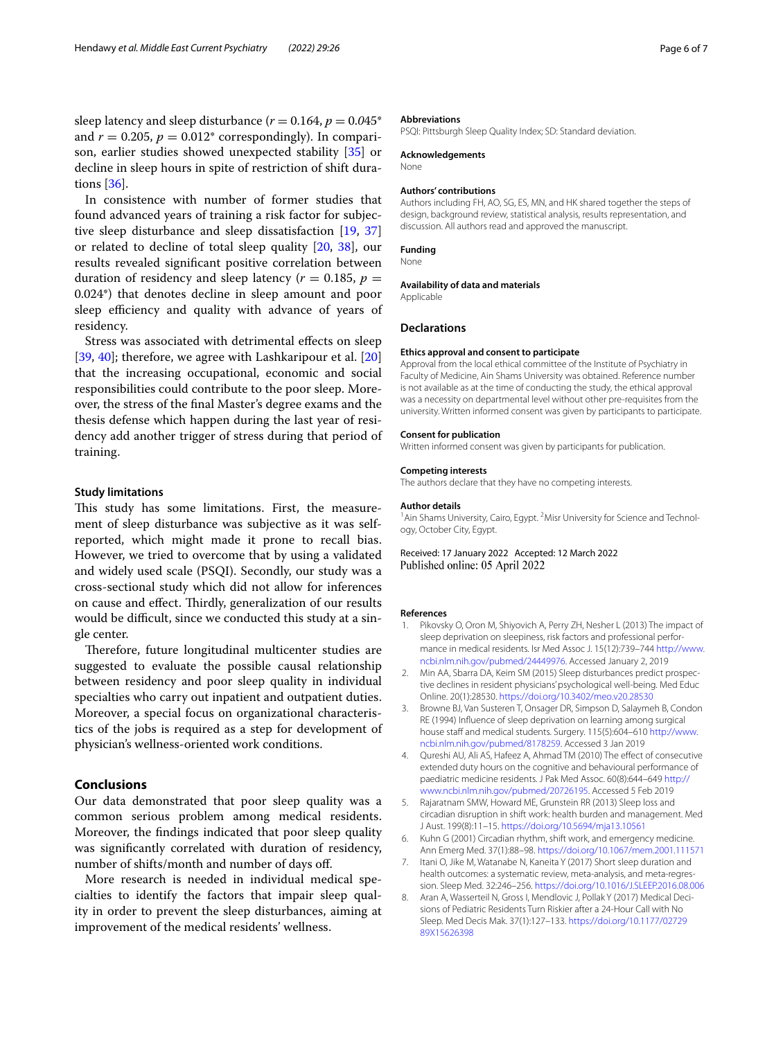sleep latency and sleep disturbance ($r = 0.164$, $p = 0.045^*$ and $r = 0.205$, $p = 0.012^*$ correspondingly). In comparison, earlier studies showed unexpected stability [35] or decline in sleep hours in spite of restriction of shift durations [36].

In consistence with number of former studies that found advanced years of training a risk factor for subjective sleep disturbance and sleep dissatisfaction [19, 37] or related to decline of total sleep quality [20, 38], our results revealed significant positive correlation between duration of residency and sleep latency ($r = 0.185$, $p = 0.024^*$) that denotes decline in sleep amount and poor sleep efficiency and quality with advance of years of residency.

Stress was associated with detrimental effects on sleep [39, 40]; therefore, we agree with Lashkaripour et al. [20] that the increasing occupational, economic and social responsibilities could contribute to the poor sleep. Moreover, the stress of the final Master's degree exams and the thesis defense which happen during the last year of residency add another trigger of stress during that period of training.

### Study limitations

This study has some limitations. First, the measurement of sleep disturbance was subjective as it was self-reported, which might made it prone to recall bias. However, we tried to overcome that by using a validated and widely used scale (PSQI). Secondly, our study was a cross-sectional study which did not allow for inferences on cause and effect. Thirdly, generalization of our results would be difficult, since we conducted this study at a single center.

Therefore, future longitudinal multicenter studies are suggested to evaluate the possible causal relationship between residency and poor sleep quality in individual specialties who carry out inpatient and outpatient duties. Moreover, a special focus on organizational characteristics of the jobs is required as a step for development of physician's wellness-oriented work conditions.

## Conclusions

Our data demonstrated that poor sleep quality was a common serious problem among medical residents. Moreover, the findings indicated that poor sleep quality was significantly correlated with duration of residency, number of shifts/month and number of days off.

More research is needed in individual medical specialties to identify the factors that impair sleep quality in order to prevent the sleep disturbances, aiming at improvement of the medical residents' wellness.

#### Abbreviations
PSQI: Pittsburgh Sleep Quality Index; SD: Standard deviation.

#### Acknowledgements
None

#### Authors' contributions
Authors including FH, AO, SG, ES, MN, and HK shared together the steps of design, background review, statistical analysis, results representation, and discussion. All authors read and approved the manuscript.

#### Funding
None

#### Availability of data and materials
Applicable

## Declarations

#### Ethics approval and consent to participate
Approval from the local ethical committee of the Institute of Psychiatry in Faculty of Medicine, Ain Shams University was obtained. Reference number is not available as at the time of conducting the study, the ethical approval was a necessity on departmental level without other pre-requisites from the university. Written informed consent was given by participants to participate.

#### Consent for publication
Written informed consent was given by participants for publication.

#### Competing interests
The authors declare that they have no competing interests.

#### Author details
[1]Ain Shams University, Cairo, Egypt. [2]Misr University for Science and Technology, October City, Egypt.

Received: 17 January 2022 Accepted: 12 March 2022
Published online: 05 April 2022

#### References

1. Pikovsky O, Oron M, Shiyovich A, Perry ZH, Nesher L (2013) The impact of sleep deprivation on sleepiness, risk factors and professional performance in medical residents. Isr Med Assoc J. 15(12):739–744 http://www.ncbi.nlm.nih.gov/pubmed/24449976. Accessed January 2, 2019
2. Min AA, Sbarra DA, Keim SM (2015) Sleep disturbances predict prospective declines in resident physicians' psychological well-being. Med Educ Online. 20(1):28530. https://doi.org/10.3402/meo.v20.28530
3. Browne BJ, Van Susteren T, Onsager DR, Simpson D, Salaymeh B, Condon RE (1994) Influence of sleep deprivation on learning among surgical house staff and medical students. Surgery. 115(5):604–610 http://www.ncbi.nlm.nih.gov/pubmed/8178259. Accessed 3 Jan 2019
4. Qureshi AU, Ali AS, Hafeez A, Ahmad TM (2010) The effect of consecutive extended duty hours on the cognitive and behavioural performance of paediatric medicine residents. J Pak Med Assoc. 60(8):644–649 http://www.ncbi.nlm.nih.gov/pubmed/20726195. Accessed 5 Feb 2019
5. Rajaratnam SMW, Howard ME, Grunstein RR (2013) Sleep loss and circadian disruption in shift work: health burden and management. Med J Aust. 199(8):11–15. https://doi.org/10.5694/mja13.10561
6. Kuhn G (2001) Circadian rhythm, shift work, and emergency medicine. Ann Emerg Med. 37(1):88–98. https://doi.org/10.1067/mem.2001.111571
7. Itani O, Jike M, Watanabe N, Kaneita Y (2017) Short sleep duration and health outcomes: a systematic review, meta-analysis, and meta-regression. Sleep Med. 32:246–256. https://doi.org/10.1016/J.SLEEP.2016.08.006
8. Aran A, Wasserteil N, Gross I, Mendlovic J, Pollak Y (2017) Medical Decisions of Pediatric Residents Turn Riskier after a 24-Hour Call with No Sleep. Med Decis Mak. 37(1):127–133. https://doi.org/10.1177/0272989X15626398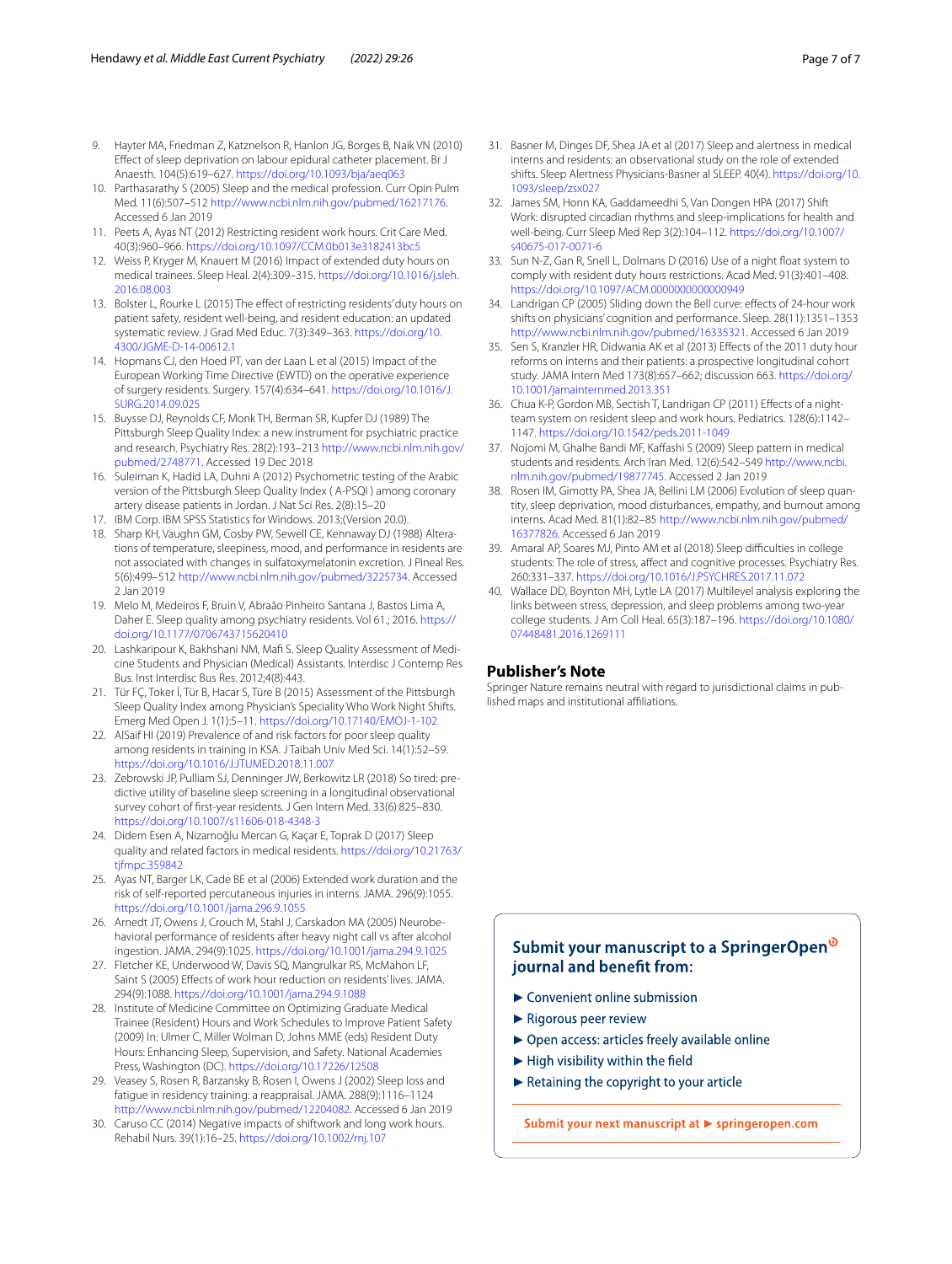9. Hayter MA, Friedman Z, Katznelson R, Hanlon JG, Borges B, Naik VN (2010) Effect of sleep deprivation on labour epidural catheter placement. Br J Anaesth. 104(5):619–627. https://doi.org/10.1093/bja/aeq063
10. Parthasarathy S (2005) Sleep and the medical profession. Curr Opin Pulm Med. 11(6):507–512 http://www.ncbi.nlm.nih.gov/pubmed/16217176. Accessed 6 Jan 2019
11. Peets A, Ayas NT (2012) Restricting resident work hours. Crit Care Med. 40(3):960–966. https://doi.org/10.1097/CCM.0b013e3182413bc5
12. Weiss P, Kryger M, Knauert M (2016) Impact of extended duty hours on medical trainees. Sleep Heal. 2(4):309–315. https://doi.org/10.1016/j.sleh.2016.08.003
13. Bolster L, Rourke L (2015) The effect of restricting residents' duty hours on patient safety, resident well-being, and resident education: an updated systematic review. J Grad Med Educ. 7(3):349–363. https://doi.org/10.4300/JGME-D-14-00612.1
14. Hopmans CJ, den Hoed PT, van der Laan L et al (2015) Impact of the European Working Time Directive (EWTD) on the operative experience of surgery residents. Surgery. 157(4):634–641. https://doi.org/10.1016/J.SURG.2014.09.025
15. Buysse DJ, Reynolds CF, Monk TH, Berman SR, Kupfer DJ (1989) The Pittsburgh Sleep Quality Index: a new instrument for psychiatric practice and research. Psychiatry Res. 28(2):193–213 http://www.ncbi.nlm.nih.gov/pubmed/2748771. Accessed 19 Dec 2018
16. Suleiman K, Hadid LA, Duhni A (2012) Psychometric testing of the Arabic version of the Pittsburgh Sleep Quality Index ( A-PSQI ) among coronary artery disease patients in Jordan. J Nat Sci Res. 2(8):15–20
17. IBM Corp. IBM SPSS Statistics for Windows. 2013;(Version 20.0).
18. Sharp KH, Vaughn GM, Cosby PW, Sewell CE, Kennaway DJ (1988) Alterations of temperature, sleepiness, mood, and performance in residents are not associated with changes in sulfatoxymelatonin excretion. J Pineal Res. 5(6):499–512 http://www.ncbi.nlm.nih.gov/pubmed/3225734. Accessed 2 Jan 2019
19. Melo M, Medeiros F, Bruin V, Abraão Pinheiro Santana J, Bastos Lima A, Daher E. Sleep quality among psychiatry residents. Vol 61.; 2016. https://doi.org/10.1177/0706743715620410
20. Lashkaripour K, Bakhshani NM, Mafi S. Sleep Quality Assessment of Medicine Students and Physician (Medical) Assistants. Interdisc J Contemp Res Bus. Inst Interdisc Bus Res. 2012;4(8):443.
21. Tür FÇ, Toker İ, Tür B, Hacar S, Türe B (2015) Assessment of the Pittsburgh Sleep Quality Index among Physician's Speciality Who Work Night Shifts. Emerg Med Open J. 1(1):5–11. https://doi.org/10.17140/EMOJ-1-102
22. AlSaif HI (2019) Prevalence of and risk factors for poor sleep quality among residents in training in KSA. J Taibah Univ Med Sci. 14(1):52–59. https://doi.org/10.1016/J.JTUMED.2018.11.007
23. Zebrowski JP, Pulliam SJ, Denninger JW, Berkowitz LR (2018) So tired: predictive utility of baseline sleep screening in a longitudinal observational survey cohort of first-year residents. J Gen Intern Med. 33(6):825–830. https://doi.org/10.1007/s11606-018-4348-3
24. Didem Esen A, Nizamoğlu Mercan G, Kaçar E, Toprak D (2017) Sleep quality and related factors in medical residents. https://doi.org/10.21763/tjfmpc.359842
25. Ayas NT, Barger LK, Cade BE et al (2006) Extended work duration and the risk of self-reported percutaneous injuries in interns. JAMA. 296(9):1055. https://doi.org/10.1001/jama.296.9.1055
26. Arnedt JT, Owens J, Crouch M, Stahl J, Carskadon MA (2005) Neurobehavioral performance of residents after heavy night call vs after alcohol ingestion. JAMA. 294(9):1025. https://doi.org/10.1001/jama.294.9.1025
27. Fletcher KE, Underwood W, Davis SQ, Mangrulkar RS, McMahon LF, Saint S (2005) Effects of work hour reduction on residents' lives. JAMA. 294(9):1088. https://doi.org/10.1001/jama.294.9.1088
28. Institute of Medicine Committee on Optimizing Graduate Medical Trainee (Resident) Hours and Work Schedules to Improve Patient Safety (2009) In: Ulmer C, Miller Wolman D, Johns MME (eds) Resident Duty Hours: Enhancing Sleep, Supervision, and Safety. National Academies Press, Washington (DC). https://doi.org/10.17226/12508
29. Veasey S, Rosen R, Barzansky B, Rosen I, Owens J (2002) Sleep loss and fatigue in residency training: a reappraisal. JAMA. 288(9):1116–1124 http://www.ncbi.nlm.nih.gov/pubmed/12204082. Accessed 6 Jan 2019
30. Caruso CC (2014) Negative impacts of shiftwork and long work hours. Rehabil Nurs. 39(1):16–25. https://doi.org/10.1002/rnj.107
31. Basner M, Dinges DF, Shea JA et al (2017) Sleep and alertness in medical interns and residents: an observational study on the role of extended shifts. Sleep Alertness Physicians-Basner al SLEEP. 40(4). https://doi.org/10.1093/sleep/zsx027
32. James SM, Honn KA, Gaddameedhi S, Van Dongen HPA (2017) Shift Work: disrupted circadian rhythms and sleep-implications for health and well-being. Curr Sleep Med Rep 3(2):104–112. https://doi.org/10.1007/s40675-017-0071-6
33. Sun N-Z, Gan R, Snell L, Dolmans D (2016) Use of a night float system to comply with resident duty hours restrictions. Acad Med. 91(3):401–408. https://doi.org/10.1097/ACM.0000000000000949
34. Landrigan CP (2005) Sliding down the Bell curve: effects of 24-hour work shifts on physicians' cognition and performance. Sleep. 28(11):1351–1353 http://www.ncbi.nlm.nih.gov/pubmed/16335321. Accessed 6 Jan 2019
35. Sen S, Kranzler HR, Didwania AK et al (2013) Effects of the 2011 duty hour reforms on interns and their patients: a prospective longitudinal cohort study. JAMA Intern Med 173(8):657–662; discussion 663. https://doi.org/10.1001/jamainternmed.2013.351
36. Chua K-P, Gordon MB, Sectish T, Landrigan CP (2011) Effects of a night-team system on resident sleep and work hours. Pediatrics. 128(6):1142–1147. https://doi.org/10.1542/peds.2011-1049
37. Nojomi M, Ghalhe Bandi MF, Kaffashi S (2009) Sleep pattern in medical students and residents. Arch Iran Med. 12(6):542–549 http://www.ncbi.nlm.nih.gov/pubmed/19877745. Accessed 2 Jan 2019
38. Rosen IM, Gimotty PA, Shea JA, Bellini LM (2006) Evolution of sleep quantity, sleep deprivation, mood disturbances, empathy, and burnout among interns. Acad Med. 81(1):82–85 http://www.ncbi.nlm.nih.gov/pubmed/16377826. Accessed 6 Jan 2019
39. Amaral AP, Soares MJ, Pinto AM et al (2018) Sleep difficulties in college students: The role of stress, affect and cognitive processes. Psychiatry Res. 260:331–337. https://doi.org/10.1016/J.PSYCHRES.2017.11.072
40. Wallace DD, Boynton MH, Lytle LA (2017) Multilevel analysis exploring the links between stress, depression, and sleep problems among two-year college students. J Am Coll Heal. 65(3):187–196. https://doi.org/10.1080/07448481.2016.1269111

## Publisher's Note

Springer Nature remains neutral with regard to jurisdictional claims in published maps and institutional affiliations.

**Submit your manuscript to a SpringerOpen journal and benefit from:**

- ► Convenient online submission
- ► Rigorous peer review
- ► Open access: articles freely available online
- ► High visibility within the field
- ► Retaining the copyright to your article

**Submit your next manuscript at ► springeropen.com**